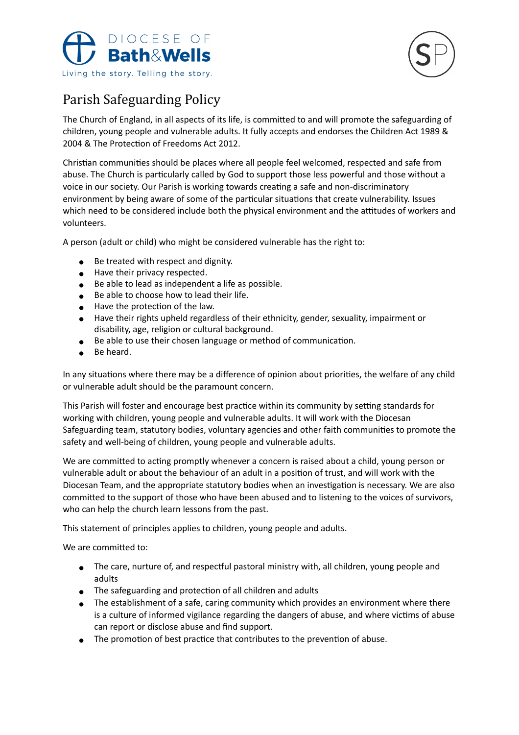DIOCESE OF
**Bath&Wells**
Living the story. Telling the story.

# Parish Safeguarding Policy

The Church of England, in all aspects of its life, is committed to and will promote the safeguarding of children, young people and vulnerable adults. It fully accepts and endorses the Children Act 1989 & 2004 & The Protection of Freedoms Act 2012.

Christian communities should be places where all people feel welcomed, respected and safe from abuse. The Church is particularly called by God to support those less powerful and those without a voice in our society. Our Parish is working towards creating a safe and non-discriminatory environment by being aware of some of the particular situations that create vulnerability. Issues which need to be considered include both the physical environment and the attitudes of workers and volunteers.

A person (adult or child) who might be considered vulnerable has the right to:

- Be treated with respect and dignity.
- Have their privacy respected.
- Be able to lead as independent a life as possible.
- Be able to choose how to lead their life.
- Have the protection of the law.
- Have their rights upheld regardless of their ethnicity, gender, sexuality, impairment or disability, age, religion or cultural background.
- Be able to use their chosen language or method of communication.
- Be heard.

In any situations where there may be a difference of opinion about priorities, the welfare of any child or vulnerable adult should be the paramount concern.

This Parish will foster and encourage best practice within its community by setting standards for working with children, young people and vulnerable adults. It will work with the Diocesan Safeguarding team, statutory bodies, voluntary agencies and other faith communities to promote the safety and well-being of children, young people and vulnerable adults.

We are committed to acting promptly whenever a concern is raised about a child, young person or vulnerable adult or about the behaviour of an adult in a position of trust, and will work with the Diocesan Team, and the appropriate statutory bodies when an investigation is necessary. We are also committed to the support of those who have been abused and to listening to the voices of survivors, who can help the church learn lessons from the past.

This statement of principles applies to children, young people and adults.

We are committed to:

- The care, nurture of, and respectful pastoral ministry with, all children, young people and adults
- The safeguarding and protection of all children and adults
- The establishment of a safe, caring community which provides an environment where there is a culture of informed vigilance regarding the dangers of abuse, and where victims of abuse can report or disclose abuse and find support.
- The promotion of best practice that contributes to the prevention of abuse.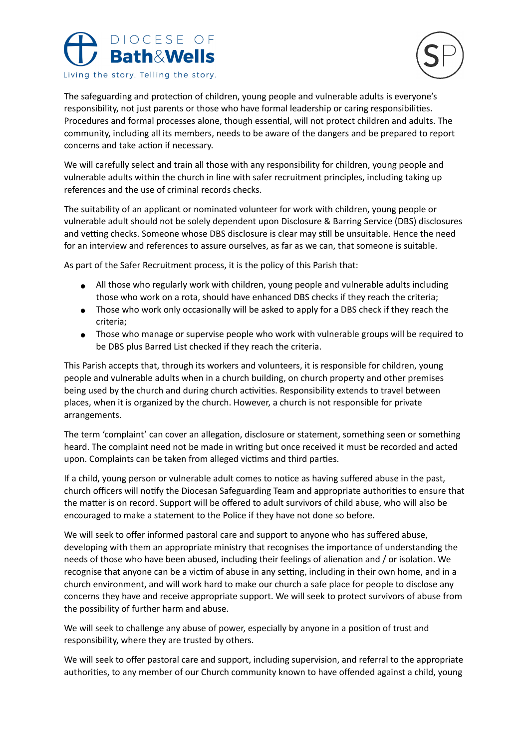The safeguarding and protection of children, young people and vulnerable adults is everyone's responsibility, not just parents or those who have formal leadership or caring responsibilities. Procedures and formal processes alone, though essential, will not protect children and adults. The community, including all its members, needs to be aware of the dangers and be prepared to report concerns and take action if necessary.

We will carefully select and train all those with any responsibility for children, young people and vulnerable adults within the church in line with safer recruitment principles, including taking up references and the use of criminal records checks.

The suitability of an applicant or nominated volunteer for work with children, young people or vulnerable adult should not be solely dependent upon Disclosure & Barring Service (DBS) disclosures and vetting checks. Someone whose DBS disclosure is clear may still be unsuitable. Hence the need for an interview and references to assure ourselves, as far as we can, that someone is suitable.

As part of the Safer Recruitment process, it is the policy of this Parish that:

- All those who regularly work with children, young people and vulnerable adults including those who work on a rota, should have enhanced DBS checks if they reach the criteria;
- Those who work only occasionally will be asked to apply for a DBS check if they reach the criteria;
- Those who manage or supervise people who work with vulnerable groups will be required to be DBS plus Barred List checked if they reach the criteria.

This Parish accepts that, through its workers and volunteers, it is responsible for children, young people and vulnerable adults when in a church building, on church property and other premises being used by the church and during church activities. Responsibility extends to travel between places, when it is organized by the church. However, a church is not responsible for private arrangements.

The term 'complaint' can cover an allegation, disclosure or statement, something seen or something heard. The complaint need not be made in writing but once received it must be recorded and acted upon. Complaints can be taken from alleged victims and third parties.

If a child, young person or vulnerable adult comes to notice as having suffered abuse in the past, church officers will notify the Diocesan Safeguarding Team and appropriate authorities to ensure that the matter is on record. Support will be offered to adult survivors of child abuse, who will also be encouraged to make a statement to the Police if they have not done so before.

We will seek to offer informed pastoral care and support to anyone who has suffered abuse, developing with them an appropriate ministry that recognises the importance of understanding the needs of those who have been abused, including their feelings of alienation and / or isolation. We recognise that anyone can be a victim of abuse in any setting, including in their own home, and in a church environment, and will work hard to make our church a safe place for people to disclose any concerns they have and receive appropriate support. We will seek to protect survivors of abuse from the possibility of further harm and abuse.

We will seek to challenge any abuse of power, especially by anyone in a position of trust and responsibility, where they are trusted by others.

We will seek to offer pastoral care and support, including supervision, and referral to the appropriate authorities, to any member of our Church community known to have offended against a child, young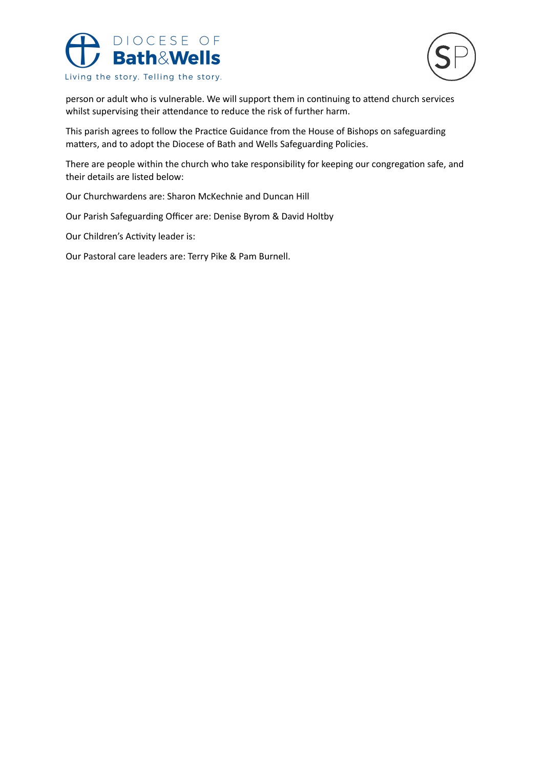person or adult who is vulnerable. We will support them in continuing to attend church services whilst supervising their attendance to reduce the risk of further harm.

This parish agrees to follow the Practice Guidance from the House of Bishops on safeguarding matters, and to adopt the Diocese of Bath and Wells Safeguarding Policies.

There are people within the church who take responsibility for keeping our congregation safe, and their details are listed below:

Our Churchwardens are: Sharon McKechnie and Duncan Hill

Our Parish Safeguarding Officer are: Denise Byrom & David Holtby

Our Children's Activity leader is:

Our Pastoral care leaders are: Terry Pike & Pam Burnell.